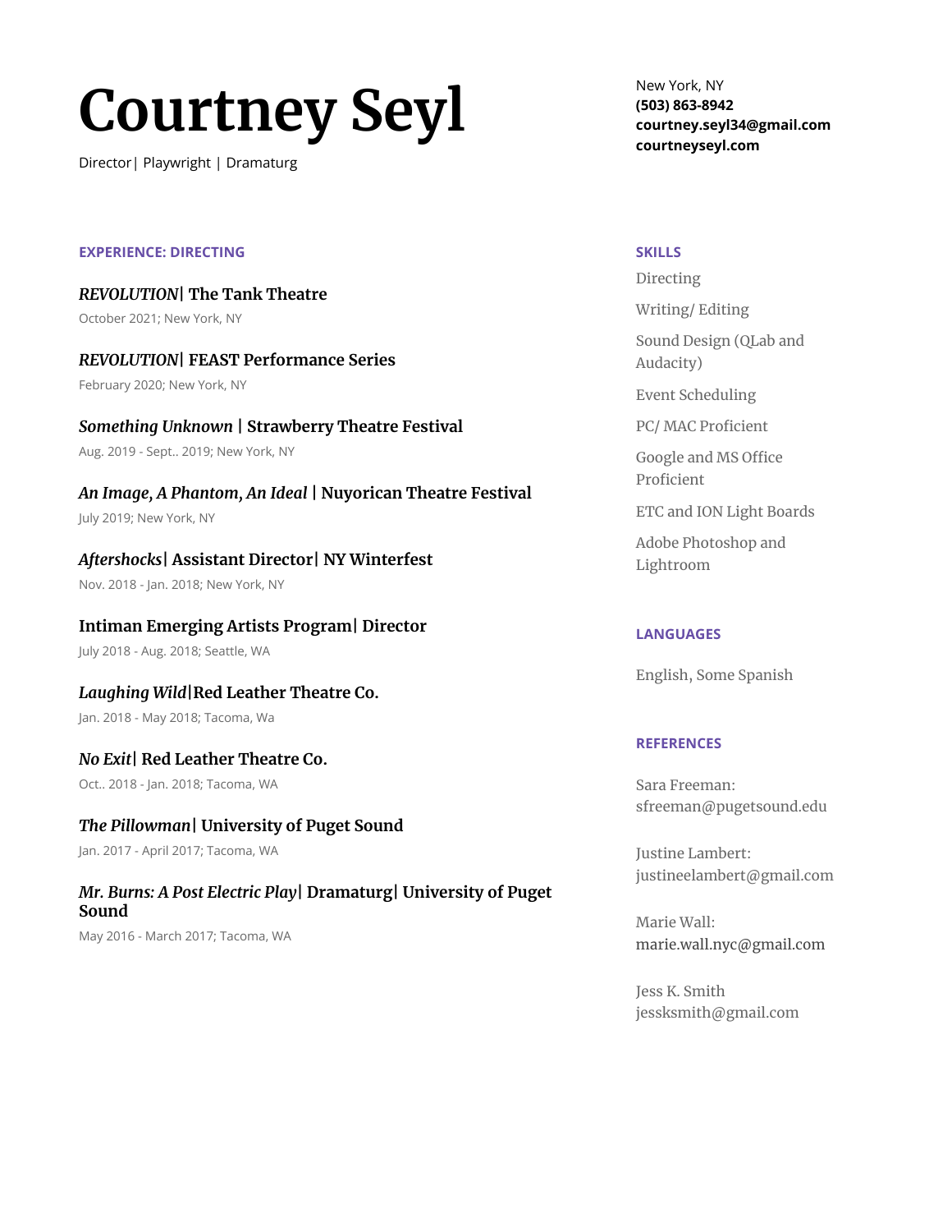# Courtney Seyl

Director| Playwright | Dramaturg

New York, NY
**(503) 863-8942**
**courtney.seyl34@gmail.com**
**courtneyseyl.com**

## EXPERIENCE: DIRECTING

### *REVOLUTION*| The Tank Theatre

October 2021; New York, NY

### *REVOLUTION*| FEAST Performance Series

February 2020; New York, NY

### *Something Unknown* | Strawberry Theatre Festival

Aug. 2019 - Sept.. 2019; New York, NY

### *An Image, A Phantom, An Ideal* | Nuyorican Theatre Festival

July 2019; New York, NY

### *Aftershocks*| Assistant Director| NY Winterfest

Nov. 2018 - Jan. 2018; New York, NY

### Intiman Emerging Artists Program| Director

July 2018 - Aug. 2018; Seattle, WA

### *Laughing Wild*|Red Leather Theatre Co.

Jan. 2018 - May 2018; Tacoma, Wa

### *No Exit*| Red Leather Theatre Co.

Oct.. 2018 - Jan. 2018; Tacoma, WA

### *The Pillowman*| University of Puget Sound

Jan. 2017 - April 2017; Tacoma, WA

### *Mr. Burns: A Post Electric Play*| Dramaturg| University of Puget Sound

May 2016 - March 2017; Tacoma, WA

## SKILLS

Directing

Writing/ Editing

Sound Design (QLab and Audacity)

Event Scheduling

PC/ MAC Proficient

Google and MS Office Proficient

ETC and ION Light Boards

Adobe Photoshop and Lightroom

## LANGUAGES

English, Some Spanish

## REFERENCES

Sara Freeman:
sfreeman@pugetsound.edu

Justine Lambert:
justineelambert@gmail.com

Marie Wall:
marie.wall.nyc@gmail.com

Jess K. Smith
jessksmith@gmail.com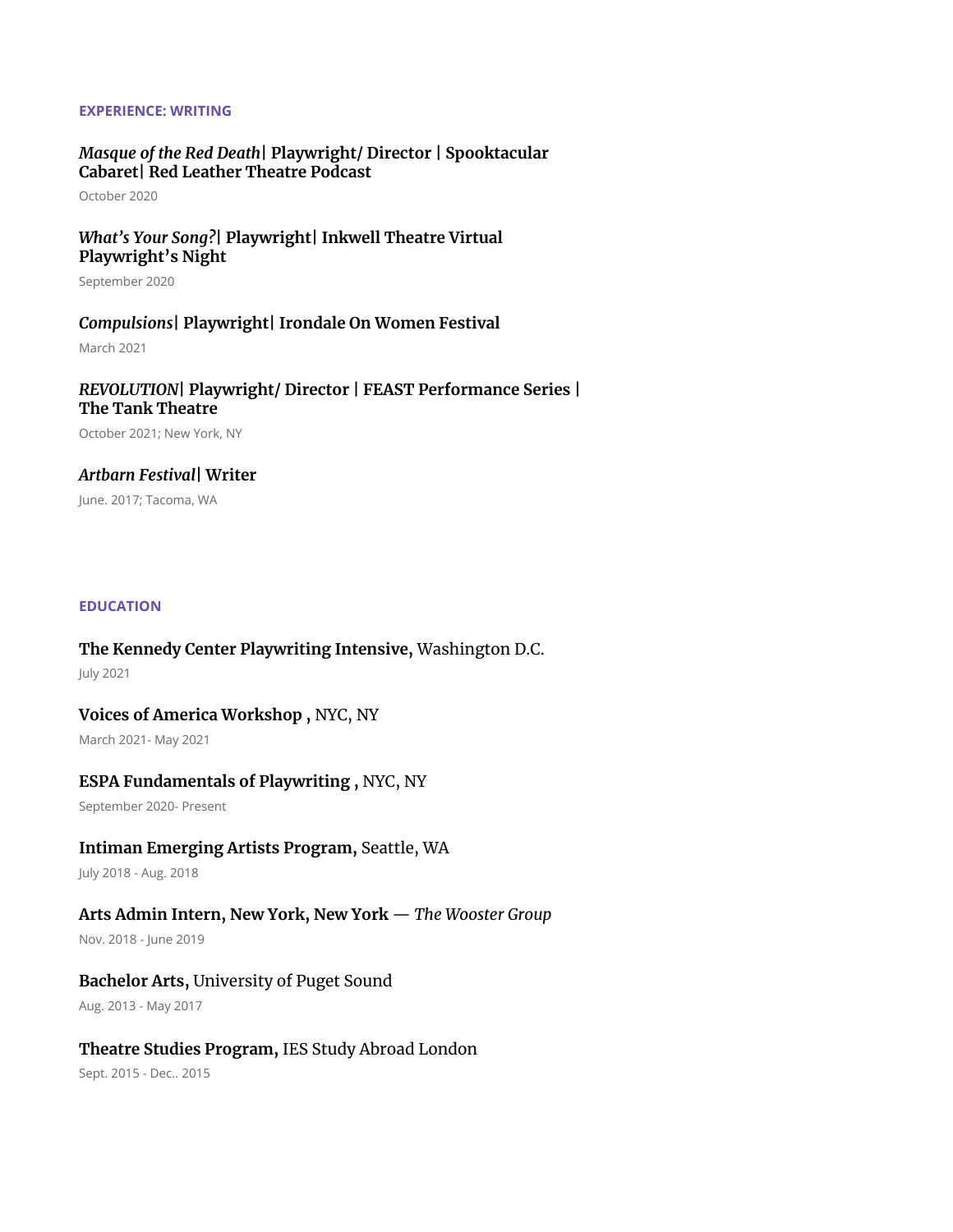## EXPERIENCE: WRITING

### *Masque of the Red Death*| Playwright/ Director | Spooktacular Cabaret| Red Leather Theatre Podcast

October 2020

### *What's Your Song?*| Playwright| Inkwell Theatre Virtual Playwright's Night

September 2020

### *Compulsions*| Playwright| Irondale On Women Festival

March 2021

### *REVOLUTION*| Playwright/ Director | FEAST Performance Series | The Tank Theatre

October 2021; New York, NY

### *Artbarn Festival*| Writer

June. 2017; Tacoma, WA

## EDUCATION

### **The Kennedy Center Playwriting Intensive,** Washington D.C.

July 2021

### **Voices of America Workshop ,** NYC, NY

March 2021- May 2021

### **ESPA Fundamentals of Playwriting ,** NYC, NY

September 2020- Present

### **Intiman Emerging Artists Program,** Seattle, WA

July 2018 - Aug. 2018

### **Arts Admin Intern, New York, New York** — *The Wooster Group*

Nov. 2018 - June 2019

### **Bachelor Arts,** University of Puget Sound

Aug. 2013 - May 2017

### **Theatre Studies Program,** IES Study Abroad London

Sept. 2015 - Dec.. 2015